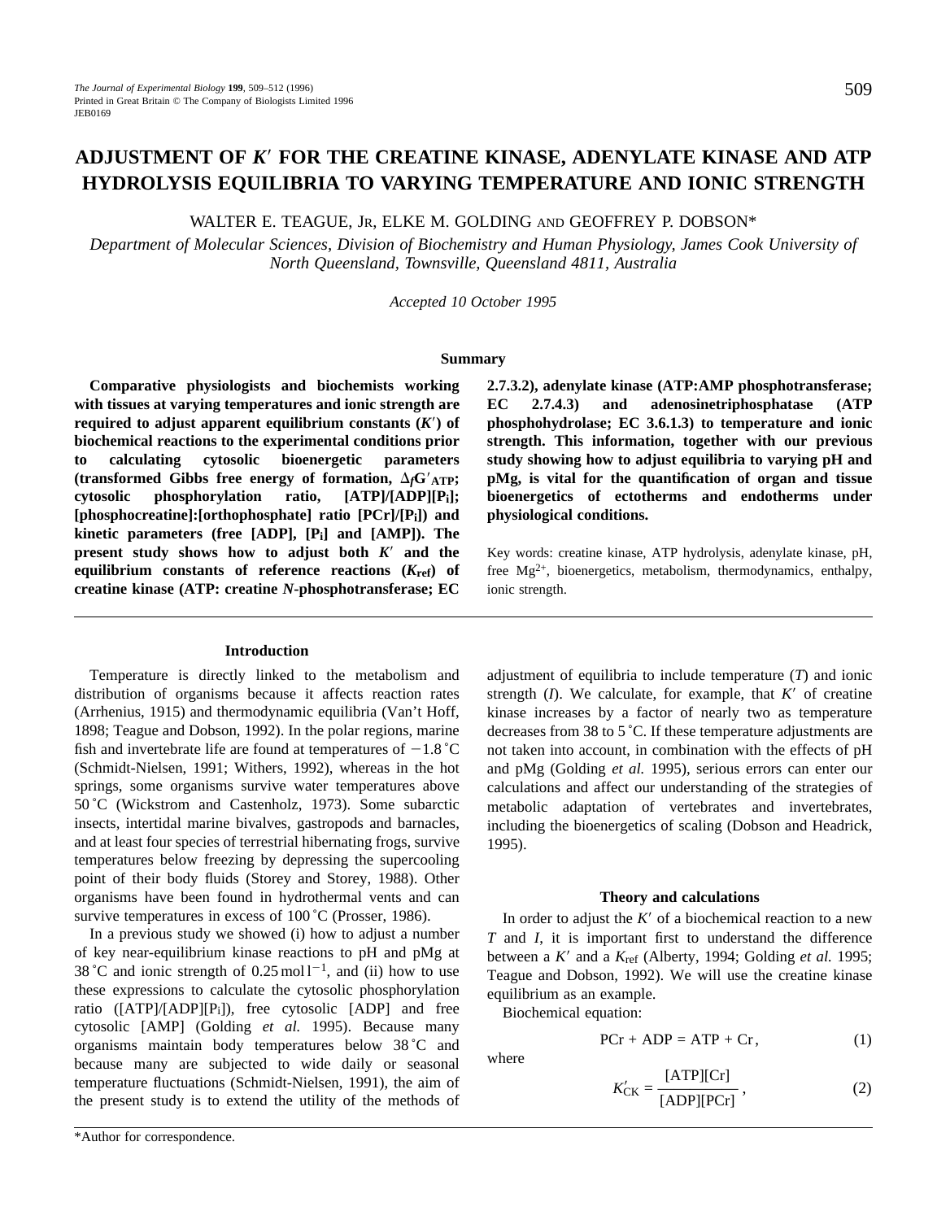# ADJUSTMENT OF $K'$ FOR THE CREATINE KINASE, ADENYLATE KINASE AND ATP HYDROLYSIS EQUILIBRIA TO VARYING TEMPERATURE AND IONIC STRENGTH

WALTER E. TEAGUE, JR, ELKE M. GOLDING AND GEOFFREY P. DOBSON*

*Department of Molecular Sciences, Division of Biochemistry and Human Physiology, James Cook University of North Queensland, Townsville, Queensland 4811, Australia*

*Accepted 10 October 1995*

## Summary

**Comparative physiologists and biochemists working with tissues at varying temperatures and ionic strength are required to adjust apparent equilibrium constants ($K'$) of biochemical reactions to the experimental conditions prior to calculating cytosolic bioenergetic parameters (transformed Gibbs free energy of formation, $\Delta_f G'_{ATP}$; cytosolic phosphorylation ratio, [ATP]/[ADP][$P_i$]; [phosphocreatine]:[orthophosphate] ratio [PCr]/[$P_i$]) and kinetic parameters (free [ADP], [$P_i$] and [AMP]). The present study shows how to adjust both $K'$ and the equilibrium constants of reference reactions ($K_{ref}$) of creatine kinase (ATP: creatine *N*-phosphotransferase; EC 2.7.3.2), adenylate kinase (ATP:AMP phosphotransferase; EC 2.7.4.3) and adenosinetriphosphatase (ATP phosphohydrolase; EC 3.6.1.3) to temperature and ionic strength. This information, together with our previous study showing how to adjust equilibria to varying pH and pMg, is vital for the quantification of organ and tissue bioenergetics of ectotherms and endotherms under physiological conditions.**

Key words: creatine kinase, ATP hydrolysis, adenylate kinase, pH, free $Mg^{2+}$, bioenergetics, metabolism, thermodynamics, enthalpy, ionic strength.

## Introduction

Temperature is directly linked to the metabolism and distribution of organisms because it affects reaction rates (Arrhenius, 1915) and thermodynamic equilibria (Van't Hoff, 1898; Teague and Dobson, 1992). In the polar regions, marine fish and invertebrate life are found at temperatures of −1.8 °C (Schmidt-Nielsen, 1991; Withers, 1992), whereas in the hot springs, some organisms survive water temperatures above 50 °C (Wickstrom and Castenholz, 1973). Some subarctic insects, intertidal marine bivalves, gastropods and barnacles, and at least four species of terrestrial hibernating frogs, survive temperatures below freezing by depressing the supercooling point of their body fluids (Storey and Storey, 1988). Other organisms have been found in hydrothermal vents and can survive temperatures in excess of 100 °C (Prosser, 1986).

In a previous study we showed (i) how to adjust a number of key near-equilibrium kinase reactions to pH and pMg at 38 °C and ionic strength of 0.25 mol $l^{-1}$, and (ii) how to use these expressions to calculate the cytosolic phosphorylation ratio ([ATP]/[ADP][$P_i$]), free cytosolic [ADP] and free cytosolic [AMP] (Golding *et al.* 1995). Because many organisms maintain body temperatures below 38 °C and because many are subjected to wide daily or seasonal temperature fluctuations (Schmidt-Nielsen, 1991), the aim of the present study is to extend the utility of the methods of adjustment of equilibria to include temperature ($T$) and ionic strength ($I$). We calculate, for example, that $K'$ of creatine kinase increases by a factor of nearly two as temperature decreases from 38 to 5 °C. If these temperature adjustments are not taken into account, in combination with the effects of pH and pMg (Golding *et al.* 1995), serious errors can enter our calculations and affect our understanding of the strategies of metabolic adaptation of vertebrates and invertebrates, including the bioenergetics of scaling (Dobson and Headrick, 1995).

## Theory and calculations

In order to adjust the $K'$ of a biochemical reaction to a new $T$ and $I$, it is important first to understand the difference between a $K'$ and a $K_{ref}$ (Alberty, 1994; Golding *et al.* 1995; Teague and Dobson, 1992). We will use the creatine kinase equilibrium as an example.

Biochemical equation:

$$\mathrm{PCr + ADP = ATP + Cr}\,, \tag{1}$$

where

$$K'_{CK} = \frac{[\mathrm{ATP}][\mathrm{Cr}]}{[\mathrm{ADP}][\mathrm{PCr}]}\,, \tag{2}$$

*Author for correspondence.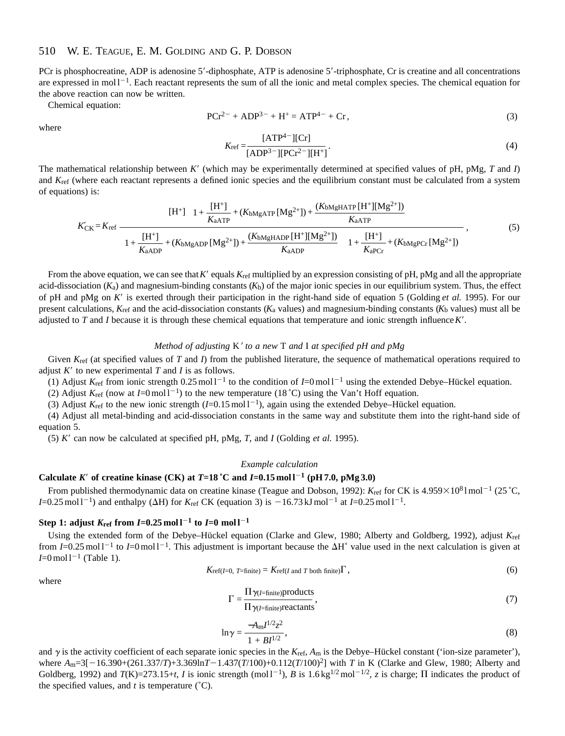PCr is phosphocreatine, ADP is adenosine 5′-diphosphate, ATP is adenosine 5′-triphosphate, Cr is creatine and all concentrations are expressed in $\text{mol}\,\text{l}^{-1}$. Each reactant represents the sum of all the ionic and metal complex species. The chemical equation for the above reaction can now be written.

Chemical equation:

$$PCr^{2-} + ADP^{3-} + H^{+} = ATP^{4-} + Cr\,, \tag{3}$$

where

$$K_{\text{ref}} = \frac{[ATP^{4-}][Cr]}{[ADP^{3-}][PCr^{2-}][H^{+}]}\,. \tag{4}$$

The mathematical relationship between $K'$ (which may be experimentally determined at specified values of pH, pMg, $T$ and $I$) and $K_{\text{ref}}$ (where each reactant represents a defined ionic species and the equilibrium constant must be calculated from a system of equations) is:

$$K'_{\text{CK}} = K_{\text{ref}}\,\frac{[H^{+}]\left(1 + \dfrac{[H^{+}]}{K_{\text{aATP}}} + (K_{\text{bMgATP}}[Mg^{2+}]) + \dfrac{(K_{\text{bMgHATP}}[H^{+}][Mg^{2+}])}{K_{\text{aATP}}}\right)}{\left(1 + \dfrac{[H^{+}]}{K_{\text{aADP}}} + (K_{\text{bMgADP}}[Mg^{2+}]) + \dfrac{(K_{\text{bMgHADP}}[H^{+}][Mg^{2+}])}{K_{\text{aADP}}}\right)\left(1 + \dfrac{[H^{+}]}{K_{\text{aPCr}}} + (K_{\text{bMgPCr}}[Mg^{2+}])\right)}\,, \tag{5}$$

From the above equation, we can see that $K'$ equals $K_{\text{ref}}$ multiplied by an expression consisting of pH, pMg and all the appropriate acid-dissociation ($K_a$) and magnesium-binding constants ($K_b$) of the major ionic species in our equilibrium system. Thus, the effect of pH and pMg on $K'$ is exerted through their participation in the right-hand side of equation 5 (Golding *et al.* 1995). For our present calculations, $K_{\text{ref}}$ and the acid-dissociation constants ($K_a$ values) and magnesium-binding constants ($K_b$ values) must all be adjusted to $T$ and $I$ because it is through these chemical equations that temperature and ionic strength influence $K'$.

### *Method of adjusting* $K'$ *to a new* $T$ *and* $I$ *at specified pH and pMg*

Given $K_{\text{ref}}$ (at specified values of $T$ and $I$) from the published literature, the sequence of mathematical operations required to adjust $K'$ to new experimental $T$ and $I$ is as follows.

(1) Adjust $K_{\text{ref}}$ from ionic strength $0.25\,\text{mol}\,\text{l}^{-1}$ to the condition of $I$=0 $\text{mol}\,\text{l}^{-1}$ using the extended Debye–Hückel equation.

(2) Adjust $K_{\text{ref}}$ (now at $I$=0 $\text{mol}\,\text{l}^{-1}$) to the new temperature (18 °C) using the Van't Hoff equation.

(3) Adjust $K_{\text{ref}}$ to the new ionic strength ($I$=0.15 $\text{mol}\,\text{l}^{-1}$), again using the extended Debye–Hückel equation.

(4) Adjust all metal-binding and acid-dissociation constants in the same way and substitute them into the right-hand side of equation 5.

(5) $K'$ can now be calculated at specified pH, pMg, $T$, and $I$ (Golding *et al.* 1995).

### *Example calculation*

**Calculate $K'$ of creatine kinase (CK) at $T$=18 °C and $I$=0.15 $\text{mol}\,\text{l}^{-1}$ (pH 7.0, pMg 3.0)**

From published thermodynamic data on creatine kinase (Teague and Dobson, 1992): $K_{\text{ref}}$ for CK is $4.959\times10^{8}\,\text{l}\,\text{mol}^{-1}$ (25 °C, $I$=0.25 $\text{mol}\,\text{l}^{-1}$) and enthalpy ($\Delta$H) for $K_{\text{ref}}$ CK (equation 3) is $-16.73\,\text{kJ}\,\text{mol}^{-1}$ at $I$=0.25 $\text{mol}\,\text{l}^{-1}$.

**Step 1: adjust $K_{\text{ref}}$ from $I$=0.25 $\text{mol}\,\text{l}^{-1}$ to $I$=0 $\text{mol}\,\text{l}^{-1}$**

Using the extended form of the Debye–Hückel equation (Clarke and Glew, 1980; Alberty and Goldberg, 1992), adjust $K_{\text{ref}}$ from $I$=0.25 $\text{mol}\,\text{l}^{-1}$ to $I$=0 $\text{mol}\,\text{l}^{-1}$. This adjustment is important because the $\Delta$H° value used in the next calculation is given at $I$=0 $\text{mol}\,\text{l}^{-1}$ (Table 1).

$$K_{\text{ref}(I=0,\ T=\text{finite})} = K_{\text{ref}(I \text{ and } T \text{ both finite})}\Gamma\,, \tag{6}$$

where

$$\Gamma = \frac{\Pi\gamma_{(I=\text{finite})}\text{products}}{\Pi\gamma_{(I=\text{finite})}\text{reactants}}\,, \tag{7}$$

$$\ln\gamma = \frac{-A_m I^{1/2} z^2}{1 + BI^{1/2}}\,, \tag{8}$$

and $\gamma$ is the activity coefficient of each separate ionic species in the $K_{\text{ref}}$, $A_m$ is the Debye–Hückel constant ('ion-size parameter'), where $A_m$=3[$-$16.390+(261.337/$T$)+3.369ln$T$$-$1.437($T$/100)+0.112($T$/100)$^2$] with $T$ in K (Clarke and Glew, 1980; Alberty and Goldberg, 1992) and $T$(K)=273.15+$t$, $I$ is ionic strength ($\text{mol}\,\text{l}^{-1}$), $B$ is $1.6\,\text{kg}^{1/2}\,\text{mol}^{-1/2}$, $z$ is charge; $\Pi$ indicates the product of the specified values, and $t$ is temperature (°C).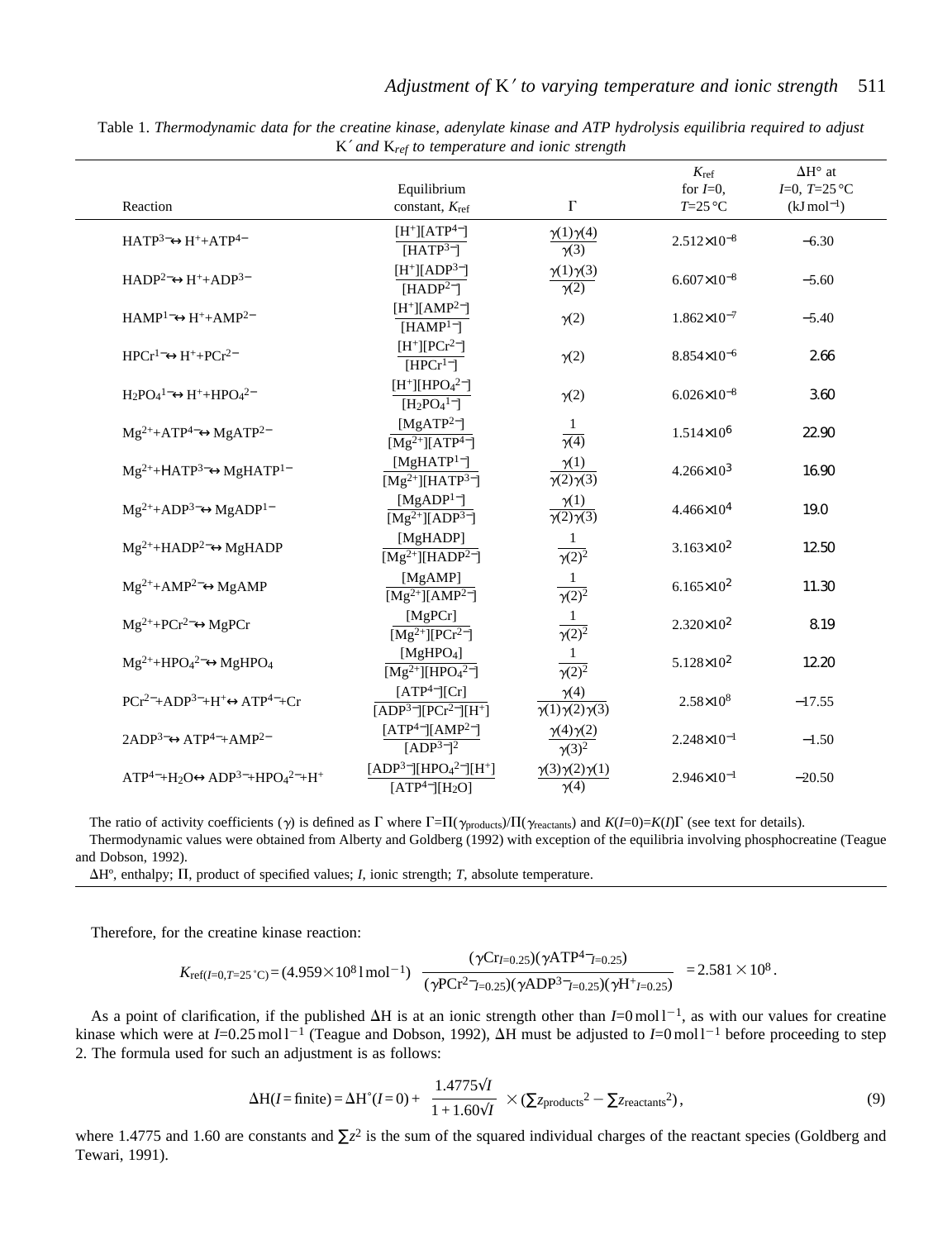Table 1. *Thermodynamic data for the creatine kinase, adenylate kinase and ATP hydrolysis equilibria required to adjust* K′ *and* $K_{ref}$ *to temperature and ionic strength*

| Reaction | Equilibrium constant, $K_{ref}$ | Γ | $K_{ref}$ for $I$=0, $T$=25 °C | ΔH° at $I$=0, $T$=25 °C ($kJ\,mol^{-1}$) |
|---|---|---|---|---|
| $HATP^{3-} \leftrightarrow H^{+} + ATP^{4-}$ | $\frac{[H^+][ATP^{4-}]}{[HATP^{3-}]}$ | $\frac{\gamma(1)\gamma(4)}{\gamma(3)}$ | $2.512\times10^{-8}$ | −6.30 |
| $HADP^{2-} \leftrightarrow H^{+} + ADP^{3-}$ | $\frac{[H^+][ADP^{3-}]}{[HADP^{2-}]}$ | $\frac{\gamma(1)\gamma(3)}{\gamma(2)}$ | $6.607\times10^{-8}$ | −5.60 |
| $HAMP^{1-} \leftrightarrow H^{+} + AMP^{2-}$ | $\frac{[H^+][AMP^{2-}]}{[HAMP^{1-}]}$ | $\gamma(2)$ | $1.862\times10^{-7}$ | −5.40 |
| $HPCr^{1-} \leftrightarrow H^{+} + PCr^{2-}$ | $\frac{[H^+][PCr^{2-}]}{[HPCr^{1-}]}$ | $\gamma(2)$ | $8.854\times10^{-6}$ | 2.66 |
| $H_2PO_4^{1-} \leftrightarrow H^{+} + HPO_4^{2-}$ | $\frac{[H^+][HPO_4^{2-}]}{[H_2PO_4^{1-}]}$ | $\gamma(2)$ | $6.026\times10^{-8}$ | 3.60 |
| $Mg^{2+} + ATP^{4-} \leftrightarrow MgATP^{2-}$ | $\frac{[MgATP^{2-}]}{[Mg^{2+}][ATP^{4-}]}$ | $\frac{1}{\gamma(4)}$ | $1.514\times10^{6}$ | 22.90 |
| $Mg^{2+} + HATP^{3-} \leftrightarrow MgHATP^{1-}$ | $\frac{[MgHATP^{1-}]}{[Mg^{2+}][HATP^{3-}]}$ | $\frac{\gamma(1)}{\gamma(2)\gamma(3)}$ | $4.266\times10^{3}$ | 16.90 |
| $Mg^{2+} + ADP^{3-} \leftrightarrow MgADP^{1-}$ | $\frac{[MgADP^{1-}]}{[Mg^{2+}][ADP^{3-}]}$ | $\frac{\gamma(1)}{\gamma(2)\gamma(3)}$ | $4.466\times10^{4}$ | 19.0 |
| $Mg^{2+} + HADP^{2-} \leftrightarrow MgHADP$ | $\frac{[MgHADP]}{[Mg^{2+}][HADP^{2-}]}$ | $\frac{1}{\gamma(2)^2}$ | $3.163\times10^{2}$ | 12.50 |
| $Mg^{2+} + AMP^{2-} \leftrightarrow MgAMP$ | $\frac{[MgAMP]}{[Mg^{2+}][AMP^{2-}]}$ | $\frac{1}{\gamma(2)^2}$ | $6.165\times10^{2}$ | 11.30 |
| $Mg^{2+} + PCr^{2-} \leftrightarrow MgPCr$ | $\frac{[MgPCr]}{[Mg^{2+}][PCr^{2-}]}$ | $\frac{1}{\gamma(2)^2}$ | $2.320\times10^{2}$ | 8.19 |
| $Mg^{2+} + HPO_4^{2-} \leftrightarrow MgHPO_4$ | $\frac{[MgHPO_4]}{[Mg^{2+}][HPO_4^{2-}]}$ | $\frac{1}{\gamma(2)^2}$ | $5.128\times10^{2}$ | 12.20 |
| $PCr^{2-} + ADP^{3-} + H^{+} \leftrightarrow ATP^{4-} + Cr$ | $\frac{[ATP^{4-}][Cr]}{[ADP^{3-}][PCr^{2-}][H^+]}$ | $\frac{\gamma(4)}{\gamma(1)\gamma(2)\gamma(3)}$ | $2.58\times10^{8}$ | −17.55 |
| $2ADP^{3-} \leftrightarrow ATP^{4-} + AMP^{2-}$ | $\frac{[ATP^{4-}][AMP^{2-}]}{[ADP^{3-}]^2}$ | $\frac{\gamma(4)\gamma(2)}{\gamma(3)^2}$ | $2.248\times10^{-1}$ | −1.50 |
| $ATP^{4-} + H_2O \leftrightarrow ADP^{3-} + HPO_4^{2-} + H^{+}$ | $\frac{[ADP^{3-}][HPO_4^{2-}][H^+]}{[ATP^{4-}][H_2O]}$ | $\frac{\gamma(3)\gamma(2)\gamma(1)}{\gamma(4)}$ | $2.946\times10^{-1}$ | −20.50 |

The ratio of activity coefficients (γ) is defined as Γ where $\Gamma = \Pi(\gamma_{products})/\Pi(\gamma_{reactants})$ and $K(I{=}0) = K(I)\Gamma$ (see text for details).

Thermodynamic values were obtained from Alberty and Goldberg (1992) with exception of the equilibria involving phosphocreatine (Teague and Dobson, 1992).

ΔH°, enthalpy; Π, product of specified values; $I$, ionic strength; $T$, absolute temperature.

Therefore, for the creatine kinase reaction:

$$K_{ref(I=0,T=25\,^{\circ}C)} = (4.959\times10^{8}\,l\,mol^{-1})\;\frac{(\gamma Cr_{I=0.25})(\gamma ATP^{4-}{}_{I=0.25})}{(\gamma PCr^{2-}{}_{I=0.25})(\gamma ADP^{3-}{}_{I=0.25})(\gamma H^{+}{}_{I=0.25})} = 2.581\times10^{8}\,.$$

As a point of clarification, if the published ΔH is at an ionic strength other than $I$=0 $mol\,l^{-1}$, as with our values for creatine kinase which were at $I$=0.25 $mol\,l^{-1}$ (Teague and Dobson, 1992), ΔH must be adjusted to $I$=0 $mol\,l^{-1}$ before proceeding to step 2. The formula used for such an adjustment is as follows:

$$\Delta H(I = \text{finite}) = \Delta H^{\circ}(I = 0) + \frac{1.4775\sqrt{I}}{1 + 1.60\sqrt{I}} \times \left(\sum z_{products}^{2} - \sum z_{reactants}^{2}\right), \tag{9}$$

where 1.4775 and 1.60 are constants and $\sum z^2$ is the sum of the squared individual charges of the reactant species (Goldberg and Tewari, 1991).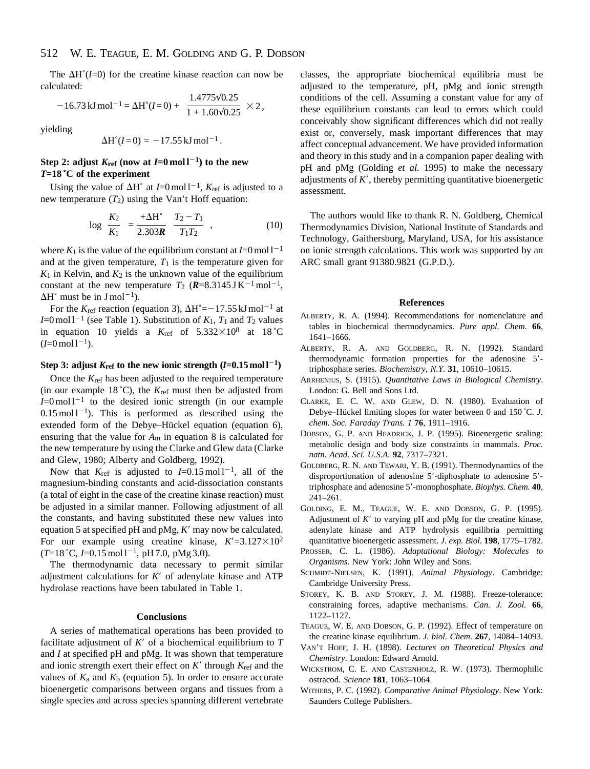The $\Delta H^{\circ}(I=0)$ for the creatine kinase reaction can now be calculated:

$$-16.73\,\mathrm{kJ\,mol^{-1}} = \Delta H^{\circ}(I=0) + \frac{1.4775\sqrt{0.25}}{1+1.60\sqrt{0.25}} \times 2\,,$$

yielding

$$\Delta H^{\circ}(I=0) = -17.55\,\mathrm{kJ\,mol^{-1}}\,.$$

### Step 2: adjust $K_{\mathrm{ref}}$ (now at $I$=0 mol l$^{-1}$) to the new $T$=18 °C of the experiment

Using the value of $\Delta H^{\circ}$ at $I$=0 mol l$^{-1}$, $K_{\mathrm{ref}}$ is adjusted to a new temperature ($T_2$) using the Van't Hoff equation:

$$\log\left(\frac{K_2}{K_1}\right) = \frac{+\Delta H^{\circ}}{2.303\boldsymbol{R}}\left(\frac{T_2-T_1}{T_1T_2}\right), \qquad (10)$$

where $K_1$ is the value of the equilibrium constant at $I$=0 mol l$^{-1}$ and at the given temperature, $T_1$ is the temperature given for $K_1$ in Kelvin, and $K_2$ is the unknown value of the equilibrium constant at the new temperature $T_2$ ($\boldsymbol{R}$=8.3145 J K$^{-1}$ mol$^{-1}$, $\Delta H^{\circ}$ must be in J mol$^{-1}$).

For the $K_{\mathrm{ref}}$ reaction (equation 3), $\Delta H^{\circ}$=−17.55 kJ mol$^{-1}$ at $I$=0 mol l$^{-1}$ (see Table 1). Substitution of $K_1$, $T_1$ and $T_2$ values in equation 10 yields a $K_{\mathrm{ref}}$ of $5.332\times10^{8}$ at 18 °C ($I$=0 mol l$^{-1}$).

### Step 3: adjust $K_{\mathrm{ref}}$ to the new ionic strength ($I$=0.15 mol l$^{-1}$)

Once the $K_{\mathrm{ref}}$ has been adjusted to the required temperature (in our example 18 °C), the $K_{\mathrm{ref}}$ must then be adjusted from $I$=0 mol l$^{-1}$ to the desired ionic strength (in our example 0.15 mol l$^{-1}$). This is performed as described using the extended form of the Debye–Hückel equation (equation 6), ensuring that the value for $A_{\mathrm{m}}$ in equation 8 is calculated for the new temperature by using the Clarke and Glew data (Clarke and Glew, 1980; Alberty and Goldberg, 1992).

Now that $K_{\mathrm{ref}}$ is adjusted to $I$=0.15 mol l$^{-1}$, all of the magnesium-binding constants and acid-dissociation constants (a total of eight in the case of the creatine kinase reaction) must be adjusted in a similar manner. Following adjustment of all the constants, and having substituted these new values into equation 5 at specified pH and pMg, $K'$ may now be calculated. For our example using creatine kinase, $K'$=$3.127\times10^{2}$ ($T$=18 °C, $I$=0.15 mol l$^{-1}$, pH 7.0, pMg 3.0).

The thermodynamic data necessary to permit similar adjustment calculations for $K'$ of adenylate kinase and ATP hydrolase reactions have been tabulated in Table 1.

## Conclusions

A series of mathematical operations has been provided to facilitate adjustment of $K'$ of a biochemical equilibrium to $T$ and $I$ at specified pH and pMg. It was shown that temperature and ionic strength exert their effect on $K'$ through $K_{\mathrm{ref}}$ and the values of $K_{\mathrm{a}}$ and $K_{\mathrm{b}}$ (equation 5). In order to ensure accurate bioenergetic comparisons between organs and tissues from a single species and across species spanning different vertebrate classes, the appropriate biochemical equilibria must be adjusted to the temperature, pH, pMg and ionic strength conditions of the cell. Assuming a constant value for any of these equilibrium constants can lead to errors which could conceivably show significant differences which did not really exist or, conversely, mask important differences that may affect conceptual advancement. We have provided information and theory in this study and in a companion paper dealing with pH and pMg (Golding *et al.* 1995) to make the necessary adjustments of $K'$, thereby permitting quantitative bioenergetic assessment.

The authors would like to thank R. N. Goldberg, Chemical Thermodynamics Division, National Institute of Standards and Technology, Gaithersburg, Maryland, USA, for his assistance on ionic strength calculations. This work was supported by an ARC small grant 91380.9821 (G.P.D.).

## References

Alberty, R. A. (1994). Recommendations for nomenclature and tables in biochemical thermodynamics. *Pure appl. Chem.* **66**, 1641–1666.

Alberty, R. A. and Goldberg, R. N. (1992). Standard thermodynamic formation properties for the adenosine 5′-triphosphate series. *Biochemistry, N.Y.* **31**, 10610–10615.

Arrhenius, S. (1915). *Quantitative Laws in Biological Chemistry*. London: G. Bell and Sons Ltd.

Clarke, E. C. W. and Glew, D. N. (1980). Evaluation of Debye–Hückel limiting slopes for water between 0 and 150 °C. *J. chem. Soc. Faraday Trans. 1* **76**, 1911–1916.

Dobson, G. P. and Headrick, J. P. (1995). Bioenergetic scaling: metabolic design and body size constraints in mammals. *Proc. natn. Acad. Sci. U.S.A.* **92**, 7317–7321.

Goldberg, R. N. and Tewari, Y. B. (1991). Thermodynamics of the disproportionation of adenosine 5′-diphosphate to adenosine 5′-triphosphate and adenosine 5′-monophosphate. *Biophys. Chem.* **40**, 241–261.

Golding, E. M., Teague, W. E. and Dobson, G. P. (1995). Adjustment of $K'$ to varying pH and pMg for the creatine kinase, adenylate kinase and ATP hydrolysis equilibria permitting quantitative bioenergetic assessment. *J. exp. Biol.* **198**, 1775–1782.

Prosser, C. L. (1986). *Adaptational Biology: Molecules to Organisms*. New York: John Wiley and Sons.

Schmidt-Nielsen, K. (1991). *Animal Physiology*. Cambridge: Cambridge University Press.

Storey, K. B. and Storey, J. M. (1988). Freeze-tolerance: constraining forces, adaptive mechanisms. *Can. J. Zool.* **66**, 1122–1127.

Teague, W. E. and Dobson, G. P. (1992). Effect of temperature on the creatine kinase equilibrium. *J. biol. Chem.* **267**, 14084–14093.

Van't Hoff, J. H. (1898). *Lectures on Theoretical Physics and Chemistry*. London: Edward Arnold.

Wickstrom, C. E. and Castenholz, R. W. (1973). Thermophilic ostracod. *Science* **181**, 1063–1064.

Withers, P. C. (1992). *Comparative Animal Physiology*. New York: Saunders College Publishers.